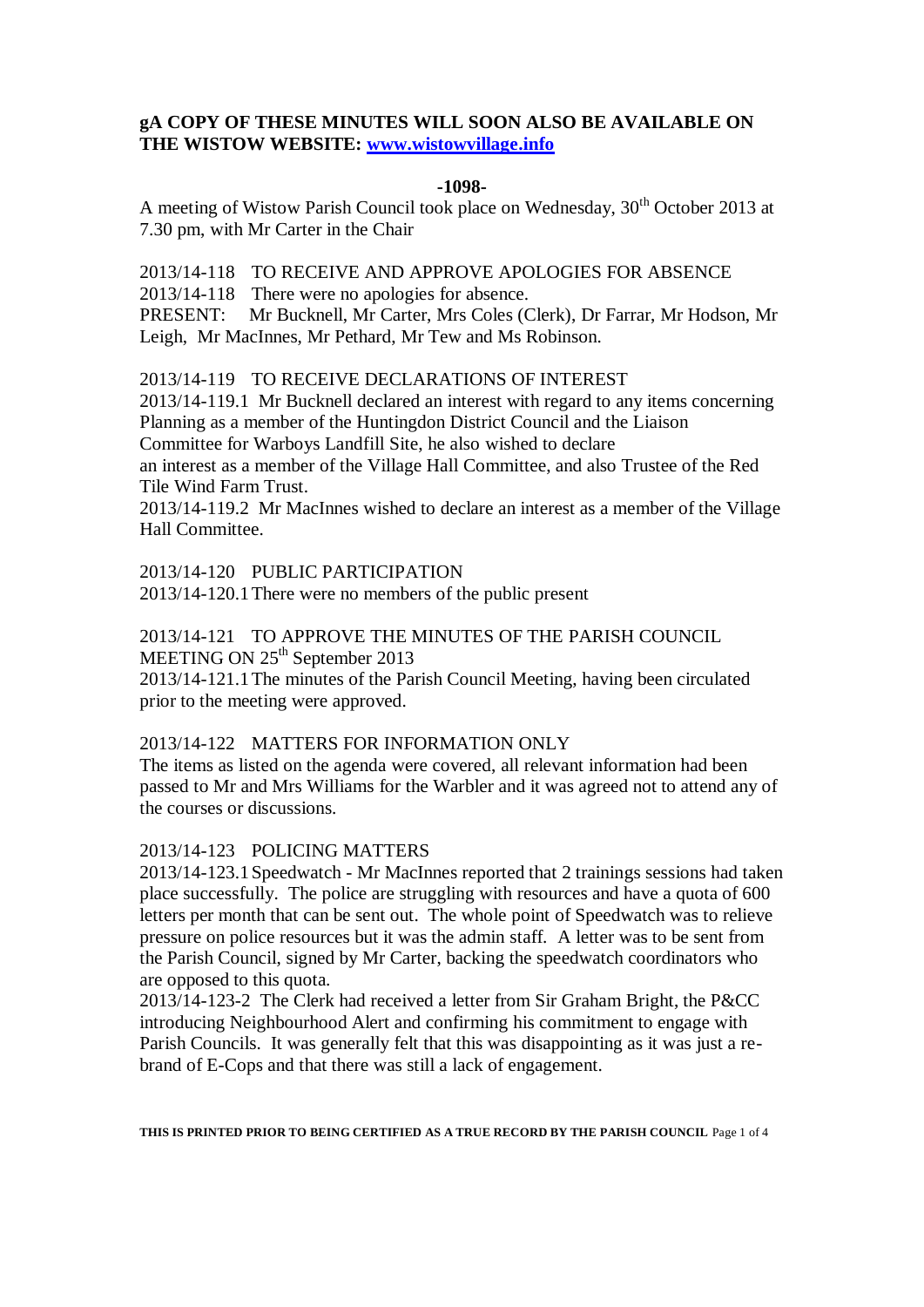**gA COPY OF THESE MINUTES WILL SOON ALSO BE AVAILABLE ON THE WISTOW WEBSITE: [www.wistowvillage.info](http://www.wistowvillage.info)**

**-1098-**

A meeting of Wistow Parish Council took place on Wednesday, 30th October 2013 at 7.30 pm, with Mr Carter in the Chair

2013/14-118 TO RECEIVE AND APPROVE APOLOGIES FOR ABSENCE
2013/14-118 There were no apologies for absence.
PRESENT: Mr Bucknell, Mr Carter, Mrs Coles (Clerk), Dr Farrar, Mr Hodson, Mr Leigh, Mr MacInnes, Mr Pethard, Mr Tew and Ms Robinson.

2013/14-119 TO RECEIVE DECLARATIONS OF INTEREST
2013/14-119.1 Mr Bucknell declared an interest with regard to any items concerning Planning as a member of the Huntingdon District Council and the Liaison Committee for Warboys Landfill Site, he also wished to declare an interest as a member of the Village Hall Committee, and also Trustee of the Red Tile Wind Farm Trust.
2013/14-119.2 Mr MacInnes wished to declare an interest as a member of the Village Hall Committee.

2013/14-120 PUBLIC PARTICIPATION
2013/14-120.1 There were no members of the public present

2013/14-121 TO APPROVE THE MINUTES OF THE PARISH COUNCIL MEETING ON 25th September 2013
2013/14-121.1 The minutes of the Parish Council Meeting, having been circulated prior to the meeting were approved.

2013/14-122 MATTERS FOR INFORMATION ONLY
The items as listed on the agenda were covered, all relevant information had been passed to Mr and Mrs Williams for the Warbler and it was agreed not to attend any of the courses or discussions.

2013/14-123 POLICING MATTERS
2013/14-123.1 Speedwatch - Mr MacInnes reported that 2 trainings sessions had taken place successfully. The police are struggling with resources and have a quota of 600 letters per month that can be sent out. The whole point of Speedwatch was to relieve pressure on police resources but it was the admin staff. A letter was to be sent from the Parish Council, signed by Mr Carter, backing the speedwatch coordinators who are opposed to this quota.
2013/14-123-2 The Clerk had received a letter from Sir Graham Bright, the P&CC introducing Neighbourhood Alert and confirming his commitment to engage with Parish Councils. It was generally felt that this was disappointing as it was just a re-brand of E-Cops and that there was still a lack of engagement.

THIS IS PRINTED PRIOR TO BEING CERTIFIED AS A TRUE RECORD BY THE PARISH COUNCIL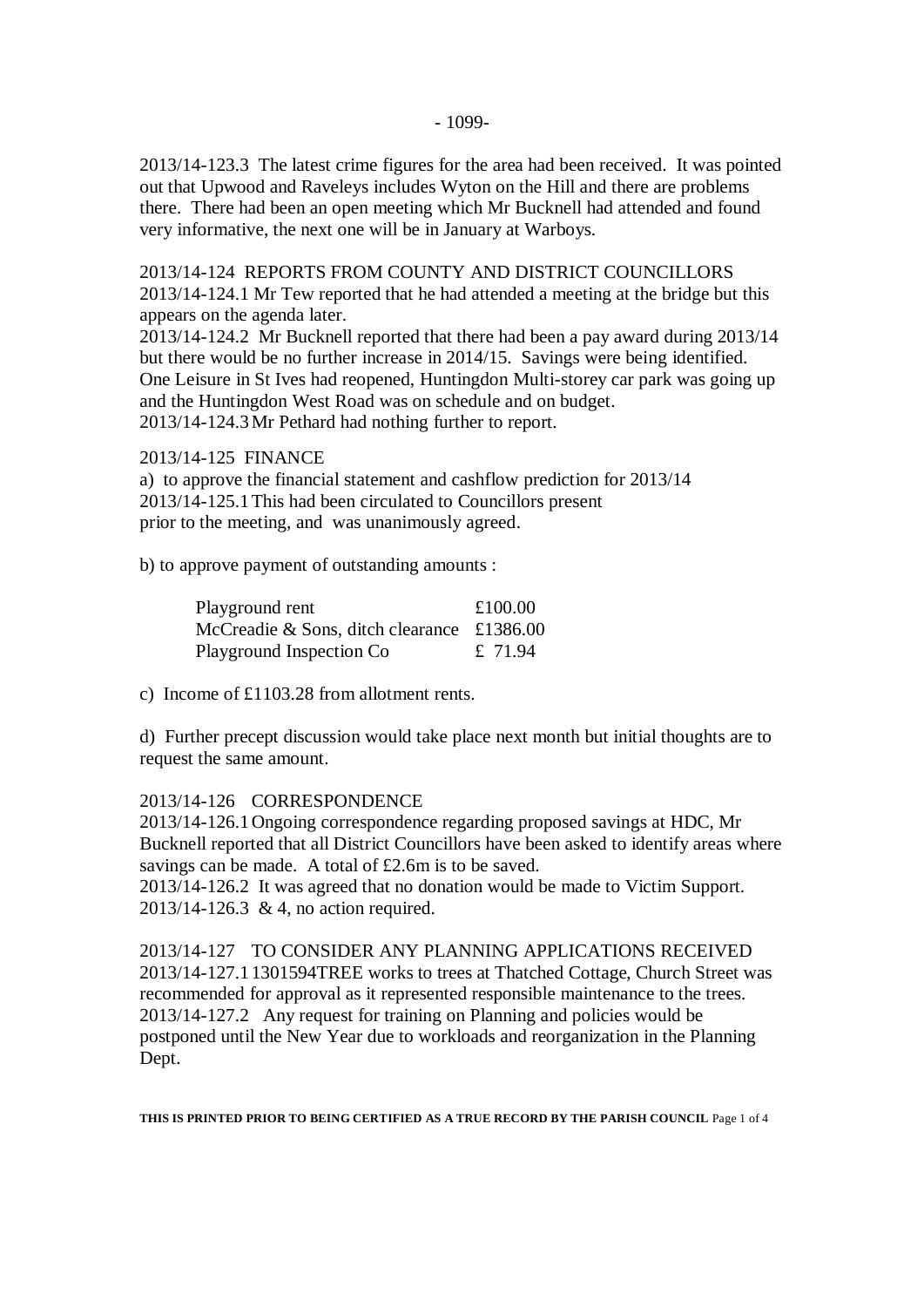2013/14-123.3 The latest crime figures for the area had been received. It was pointed out that Upwood and Raveleys includes Wyton on the Hill and there are problems there. There had been an open meeting which Mr Bucknell had attended and found very informative, the next one will be in January at Warboys.

2013/14-124 REPORTS FROM COUNTY AND DISTRICT COUNCILLORS
2013/14-124.1 Mr Tew reported that he had attended a meeting at the bridge but this appears on the agenda later.
2013/14-124.2 Mr Bucknell reported that there had been a pay award during 2013/14 but there would be no further increase in 2014/15. Savings were being identified. One Leisure in St Ives had reopened, Huntingdon Multi-storey car park was going up and the Huntingdon West Road was on schedule and on budget.
2013/14-124.3 Mr Pethard had nothing further to report.

2013/14-125 FINANCE
a) to approve the financial statement and cashflow prediction for 2013/14
2013/14-125.1 This had been circulated to Councillors present prior to the meeting, and was unanimously agreed.

b) to approve payment of outstanding amounts :

| | |
|---|---|
| Playground rent | £100.00 |
| McCreadie & Sons, ditch clearance | £1386.00 |
| Playground Inspection Co | £ 71.94 |

c) Income of £1103.28 from allotment rents.

d) Further precept discussion would take place next month but initial thoughts are to request the same amount.

2013/14-126 CORRESPONDENCE
2013/14-126.1 Ongoing correspondence regarding proposed savings at HDC, Mr Bucknell reported that all District Councillors have been asked to identify areas where savings can be made. A total of £2.6m is to be saved.
2013/14-126.2 It was agreed that no donation would be made to Victim Support.
2013/14-126.3 & 4, no action required.

2013/14-127 TO CONSIDER ANY PLANNING APPLICATIONS RECEIVED
2013/14-127.1 1301594TREE works to trees at Thatched Cottage, Church Street was recommended for approval as it represented responsible maintenance to the trees.
2013/14-127.2 Any request for training on Planning and policies would be postponed until the New Year due to workloads and reorganization in the Planning Dept.

**THIS IS PRINTED PRIOR TO BEING CERTIFIED AS A TRUE RECORD BY THE PARISH COUNCIL**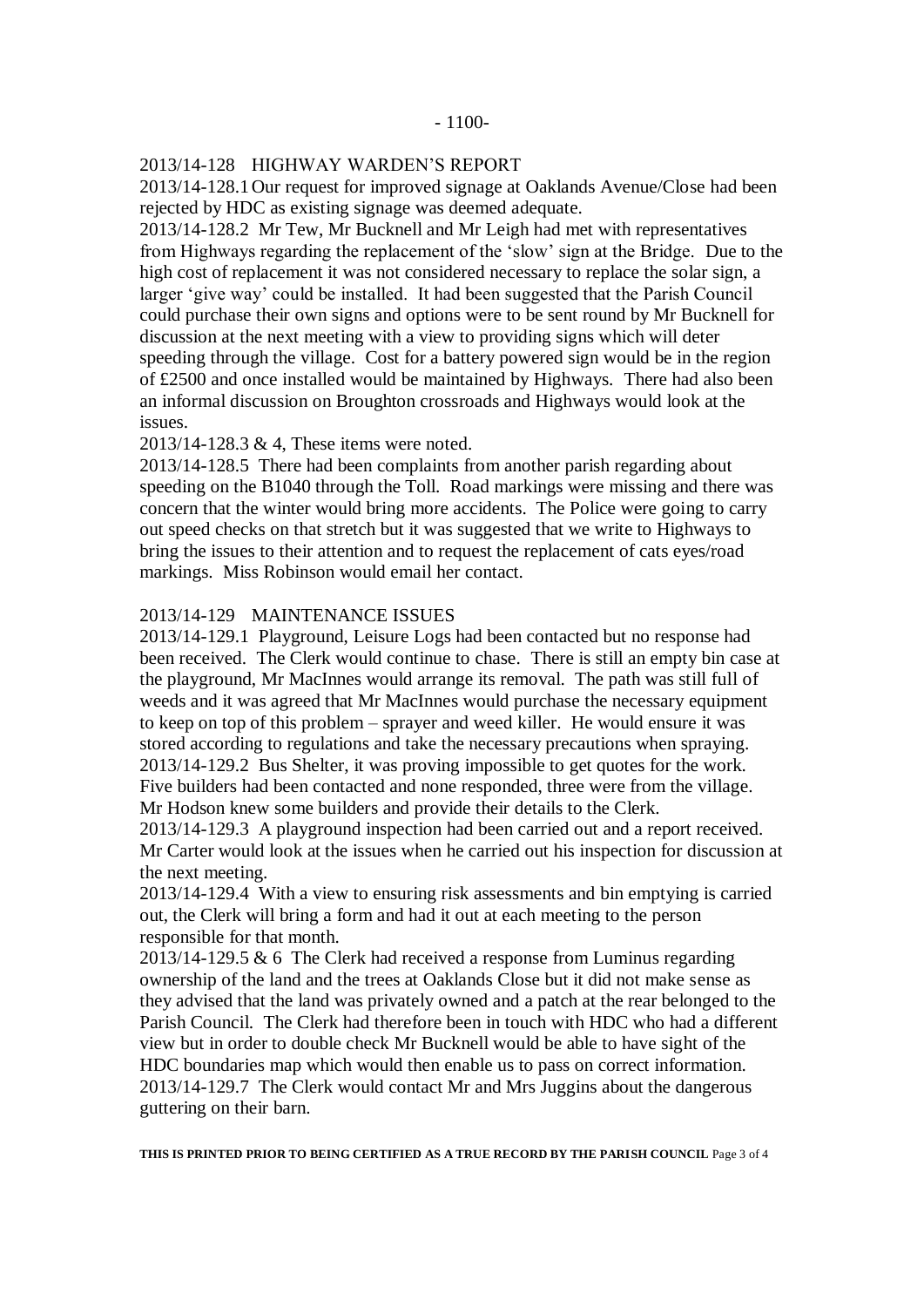## 2013/14-128 HIGHWAY WARDEN'S REPORT

2013/14-128.1 Our request for improved signage at Oaklands Avenue/Close had been rejected by HDC as existing signage was deemed adequate.

2013/14-128.2 Mr Tew, Mr Bucknell and Mr Leigh had met with representatives from Highways regarding the replacement of the 'slow' sign at the Bridge. Due to the high cost of replacement it was not considered necessary to replace the solar sign, a larger 'give way' could be installed. It had been suggested that the Parish Council could purchase their own signs and options were to be sent round by Mr Bucknell for discussion at the next meeting with a view to providing signs which will deter speeding through the village. Cost for a battery powered sign would be in the region of £2500 and once installed would be maintained by Highways. There had also been an informal discussion on Broughton crossroads and Highways would look at the issues.

2013/14-128.3 & 4, These items were noted.

2013/14-128.5 There had been complaints from another parish regarding about speeding on the B1040 through the Toll. Road markings were missing and there was concern that the winter would bring more accidents. The Police were going to carry out speed checks on that stretch but it was suggested that we write to Highways to bring the issues to their attention and to request the replacement of cats eyes/road markings. Miss Robinson would email her contact.

## 2013/14-129 MAINTENANCE ISSUES

2013/14-129.1 Playground, Leisure Logs had been contacted but no response had been received. The Clerk would continue to chase. There is still an empty bin case at the playground, Mr MacInnes would arrange its removal. The path was still full of weeds and it was agreed that Mr MacInnes would purchase the necessary equipment to keep on top of this problem – sprayer and weed killer. He would ensure it was stored according to regulations and take the necessary precautions when spraying.

2013/14-129.2 Bus Shelter, it was proving impossible to get quotes for the work. Five builders had been contacted and none responded, three were from the village. Mr Hodson knew some builders and provide their details to the Clerk.

2013/14-129.3 A playground inspection had been carried out and a report received. Mr Carter would look at the issues when he carried out his inspection for discussion at the next meeting.

2013/14-129.4 With a view to ensuring risk assessments and bin emptying is carried out, the Clerk will bring a form and had it out at each meeting to the person responsible for that month.

2013/14-129.5 & 6 The Clerk had received a response from Luminus regarding ownership of the land and the trees at Oaklands Close but it did not make sense as they advised that the land was privately owned and a patch at the rear belonged to the Parish Council. The Clerk had therefore been in touch with HDC who had a different view but in order to double check Mr Bucknell would be able to have sight of the HDC boundaries map which would then enable us to pass on correct information.

2013/14-129.7 The Clerk would contact Mr and Mrs Juggins about the dangerous guttering on their barn.

**THIS IS PRINTED PRIOR TO BEING CERTIFIED AS A TRUE RECORD BY THE PARISH COUNCIL**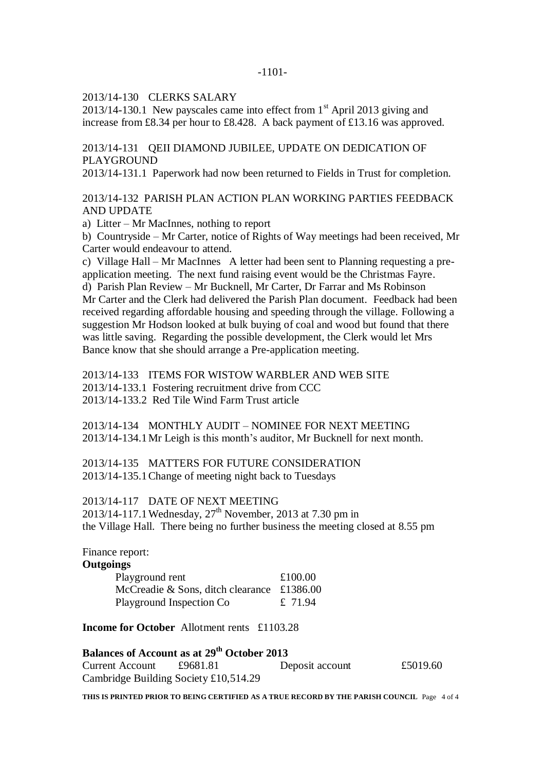2013/14-130 CLERKS SALARY

2013/14-130.1 New payscales came into effect from 1st April 2013 giving and increase from £8.34 per hour to £8.428. A back payment of £13.16 was approved.

2013/14-131 QEII DIAMOND JUBILEE, UPDATE ON DEDICATION OF PLAYGROUND

2013/14-131.1 Paperwork had now been returned to Fields in Trust for completion.

2013/14-132 PARISH PLAN ACTION PLAN WORKING PARTIES FEEDBACK AND UPDATE

a) Litter – Mr MacInnes, nothing to report

b) Countryside – Mr Carter, notice of Rights of Way meetings had been received, Mr Carter would endeavour to attend.

c) Village Hall – Mr MacInnes A letter had been sent to Planning requesting a pre-application meeting. The next fund raising event would be the Christmas Fayre.

d) Parish Plan Review – Mr Bucknell, Mr Carter, Dr Farrar and Ms Robinson
Mr Carter and the Clerk had delivered the Parish Plan document. Feedback had been received regarding affordable housing and speeding through the village. Following a suggestion Mr Hodson looked at bulk buying of coal and wood but found that there was little saving. Regarding the possible development, the Clerk would let Mrs Bance know that she should arrange a Pre-application meeting.

2013/14-133 ITEMS FOR WISTOW WARBLER AND WEB SITE

2013/14-133.1 Fostering recruitment drive from CCC

2013/14-133.2 Red Tile Wind Farm Trust article

2013/14-134 MONTHLY AUDIT – NOMINEE FOR NEXT MEETING

2013/14-134.1 Mr Leigh is this month's auditor, Mr Bucknell for next month.

2013/14-135 MATTERS FOR FUTURE CONSIDERATION

2013/14-135.1 Change of meeting night back to Tuesdays

2013/14-117 DATE OF NEXT MEETING

2013/14-117.1 Wednesday, 27th November, 2013 at 7.30 pm in the Village Hall. There being no further business the meeting closed at 8.55 pm

Finance report:

**Outgoings**

| | |
|---|---|
| Playground rent | £100.00 |
| McCreadie & Sons, ditch clearance | £1386.00 |
| Playground Inspection Co | £ 71.94 |

**Income for October** Allotment rents £1103.28

**Balances of Account as at 29th October 2013**

Current Account £9681.81 Deposit account £5019.60

Cambridge Building Society £10,514.29

**THIS IS PRINTED PRIOR TO BEING CERTIFIED AS A TRUE RECORD BY THE PARISH COUNCIL**